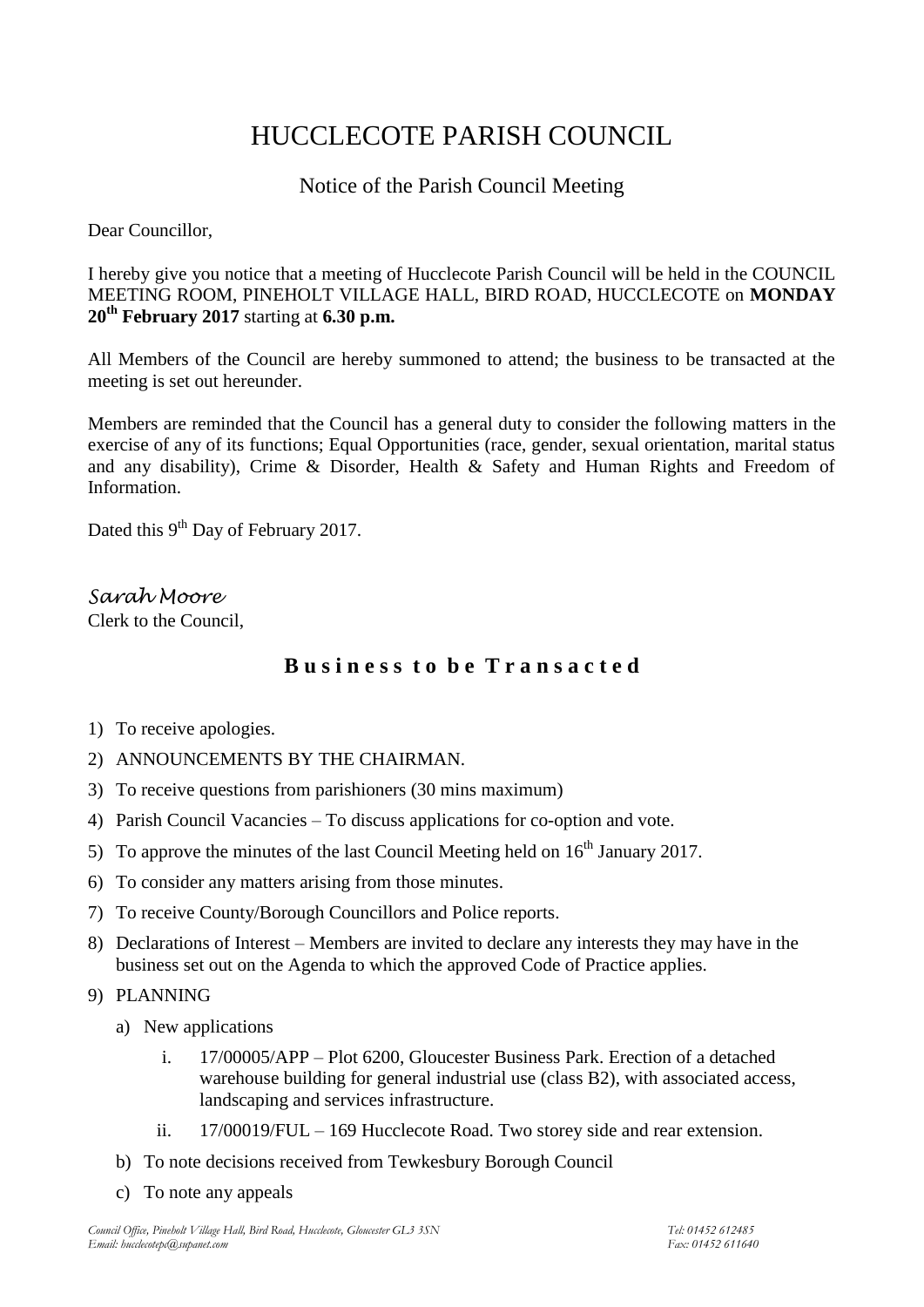# HUCCLECOTE PARISH COUNCIL

## Notice of the Parish Council Meeting

Dear Councillor,

I hereby give you notice that a meeting of Hucclecote Parish Council will be held in the COUNCIL MEETING ROOM, PINEHOLT VILLAGE HALL, BIRD ROAD, HUCCLECOTE on **MONDAY 20th February 2017** starting at **6.30 p.m.**

All Members of the Council are hereby summoned to attend; the business to be transacted at the meeting is set out hereunder.

Members are reminded that the Council has a general duty to consider the following matters in the exercise of any of its functions; Equal Opportunities (race, gender, sexual orientation, marital status and any disability), Crime & Disorder, Health & Safety and Human Rights and Freedom of Information.

Dated this 9th Day of February 2017.

*Sarah Moore*
Clerk to the Council,

## Business to be Transacted

1) To receive apologies.
2) ANNOUNCEMENTS BY THE CHAIRMAN.
3) To receive questions from parishioners (30 mins maximum)
4) Parish Council Vacancies – To discuss applications for co-option and vote.
5) To approve the minutes of the last Council Meeting held on 16th January 2017.
6) To consider any matters arising from those minutes.
7) To receive County/Borough Councillors and Police reports.
8) Declarations of Interest – Members are invited to declare any interests they may have in the business set out on the Agenda to which the approved Code of Practice applies.
9) PLANNING
   a) New applications
      i. 17/00005/APP – Plot 6200, Gloucester Business Park. Erection of a detached warehouse building for general industrial use (class B2), with associated access, landscaping and services infrastructure.
      ii. 17/00019/FUL – 169 Hucclecote Road. Two storey side and rear extension.
   b) To note decisions received from Tewkesbury Borough Council
   c) To note any appeals

*Council Office, Pineholt Village Hall, Bird Road, Hucclecote, Gloucester GL3 3SN* *Tel: 01452 612485*
*Email: hucclecotepc@supanet.com* *Fax: 01452 611640*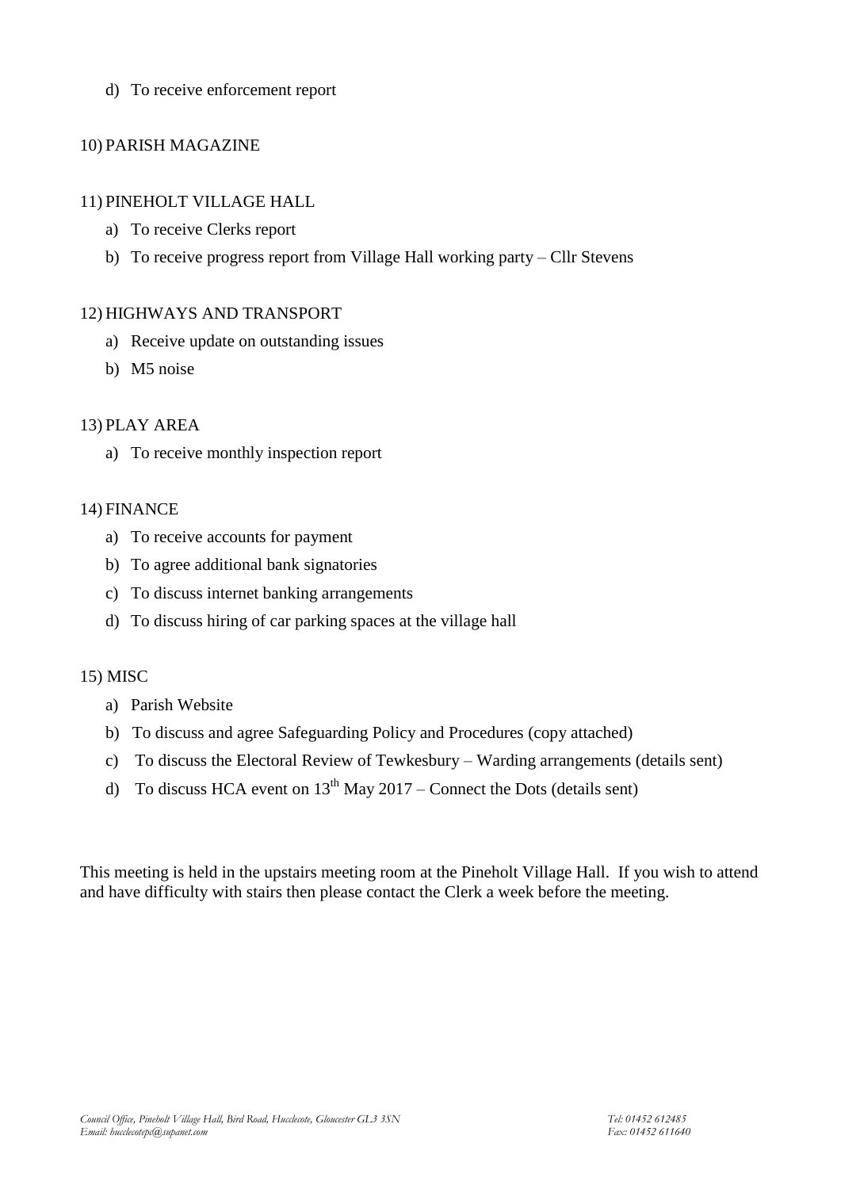d) To receive enforcement report

10) PARISH MAGAZINE

11) PINEHOLT VILLAGE HALL

a) To receive Clerks report
b) To receive progress report from Village Hall working party – Cllr Stevens

12) HIGHWAYS AND TRANSPORT

a) Receive update on outstanding issues
b) M5 noise

13) PLAY AREA

a) To receive monthly inspection report

14) FINANCE

a) To receive accounts for payment
b) To agree additional bank signatories
c) To discuss internet banking arrangements
d) To discuss hiring of car parking spaces at the village hall

15) MISC

a) Parish Website
b) To discuss and agree Safeguarding Policy and Procedures (copy attached)
c) To discuss the Electoral Review of Tewkesbury – Warding arrangements (details sent)
d) To discuss HCA event on 13th May 2017 – Connect the Dots (details sent)

This meeting is held in the upstairs meeting room at the Pineholt Village Hall. If you wish to attend and have difficulty with stairs then please contact the Clerk a week before the meeting.

*Council Office, Pineholt Village Hall, Bird Road, Hucclecote, Gloucester GL3 3SN*
*Email: hucclecotepc@supanet.com*

*Tel: 01452 612485*
*Fax: 01452 611640*